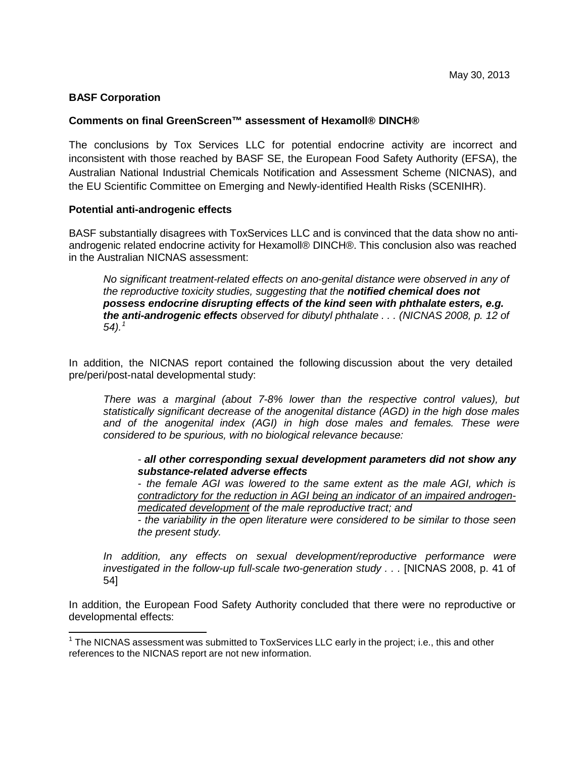May 30, 2013

**BASF Corporation**

**Comments on final GreenScreen™ assessment of Hexamoll® DINCH®**

The conclusions by Tox Services LLC for potential endocrine activity are incorrect and inconsistent with those reached by BASF SE, the European Food Safety Authority (EFSA), the Australian National Industrial Chemicals Notification and Assessment Scheme (NICNAS), and the EU Scientific Committee on Emerging and Newly-identified Health Risks (SCENIHR).

**Potential anti-androgenic effects**

BASF substantially disagrees with ToxServices LLC and is convinced that the data show no anti-androgenic related endocrine activity for Hexamoll® DINCH®. This conclusion also was reached in the Australian NICNAS assessment:

> *No significant treatment-related effects on ano-genital distance were observed in any of the reproductive toxicity studies, suggesting that the* ***notified chemical does not possess endocrine disrupting effects of the kind seen with phthalate esters, e.g. the anti-androgenic effects*** *observed for dibutyl phthalate . . . (NICNAS 2008, p. 12 of 54).*[1]

In addition, the NICNAS report contained the following discussion about the very detailed pre/peri/post-natal developmental study:

> *There was a marginal (about 7-8% lower than the respective control values), but statistically significant decrease of the anogenital distance (AGD) in the high dose males and of the anogenital index (AGI) in high dose males and females. These were considered to be spurious, with no biological relevance because:*
>
> > *-* ***all other corresponding sexual development parameters did not show any substance-related adverse effects***
> > *- the female AGI was lowered to the same extent as the male AGI, which is* <u>*contradictory for the reduction in AGI being an indicator of an impaired androgen-medicated development*</u> *of the male reproductive tract; and*
> > *- the variability in the open literature were considered to be similar to those seen the present study.*
>
> *In addition, any effects on sexual development/reproductive performance were investigated in the follow-up full-scale two-generation study . . .* [NICNAS 2008, p. 41 of 54]

In addition, the European Food Safety Authority concluded that there were no reproductive or developmental effects:

---

[1] The NICNAS assessment was submitted to ToxServices LLC early in the project; i.e., this and other references to the NICNAS report are not new information.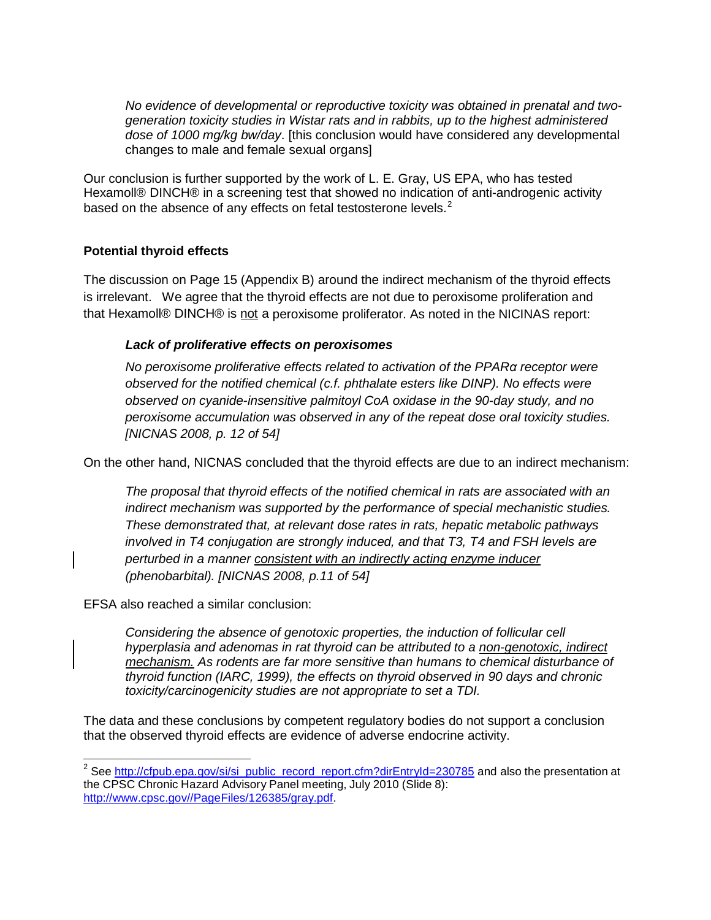*No evidence of developmental or reproductive toxicity was obtained in prenatal and two-generation toxicity studies in Wistar rats and in rabbits, up to the highest administered dose of 1000 mg/kg bw/day*. [this conclusion would have considered any developmental changes to male and female sexual organs]

Our conclusion is further supported by the work of L. E. Gray, US EPA, who has tested Hexamoll® DINCH® in a screening test that showed no indication of anti-androgenic activity based on the absence of any effects on fetal testosterone levels.[2]

**Potential thyroid effects**

The discussion on Page 15 (Appendix B) around the indirect mechanism of the thyroid effects is irrelevant. We agree that the thyroid effects are not due to peroxisome proliferation and that Hexamoll® DINCH® is <u>not</u> a peroxisome proliferator. As noted in the NICINAS report:

> ***Lack of proliferative effects on peroxisomes***
>
> *No peroxisome proliferative effects related to activation of the PPARα receptor were observed for the notified chemical (c.f. phthalate esters like DINP). No effects were observed on cyanide-insensitive palmitoyl CoA oxidase in the 90-day study, and no peroxisome accumulation was observed in any of the repeat dose oral toxicity studies. [NICNAS 2008, p. 12 of 54]*

On the other hand, NICNAS concluded that the thyroid effects are due to an indirect mechanism:

> *The proposal that thyroid effects of the notified chemical in rats are associated with an indirect mechanism was supported by the performance of special mechanistic studies. These demonstrated that, at relevant dose rates in rats, hepatic metabolic pathways involved in T4 conjugation are strongly induced, and that T3, T4 and FSH levels are perturbed in a manner <u>consistent with an indirectly acting enzyme inducer</u> (phenobarbital). [NICNAS 2008, p.11 of 54]*

EFSA also reached a similar conclusion:

> *Considering the absence of genotoxic properties, the induction of follicular cell hyperplasia and adenomas in rat thyroid can be attributed to a <u>non-genotoxic, indirect mechanism.</u> As rodents are far more sensitive than humans to chemical disturbance of thyroid function (IARC, 1999), the effects on thyroid observed in 90 days and chronic toxicity/carcinogenicity studies are not appropriate to set a TDI.*

The data and these conclusions by competent regulatory bodies do not support a conclusion that the observed thyroid effects are evidence of adverse endocrine activity.

---

[2] See http://cfpub.epa.gov/si/si_public_record_report.cfm?dirEntryId=230785 and also the presentation at the CPSC Chronic Hazard Advisory Panel meeting, July 2010 (Slide 8): http://www.cpsc.gov//PageFiles/126385/gray.pdf.